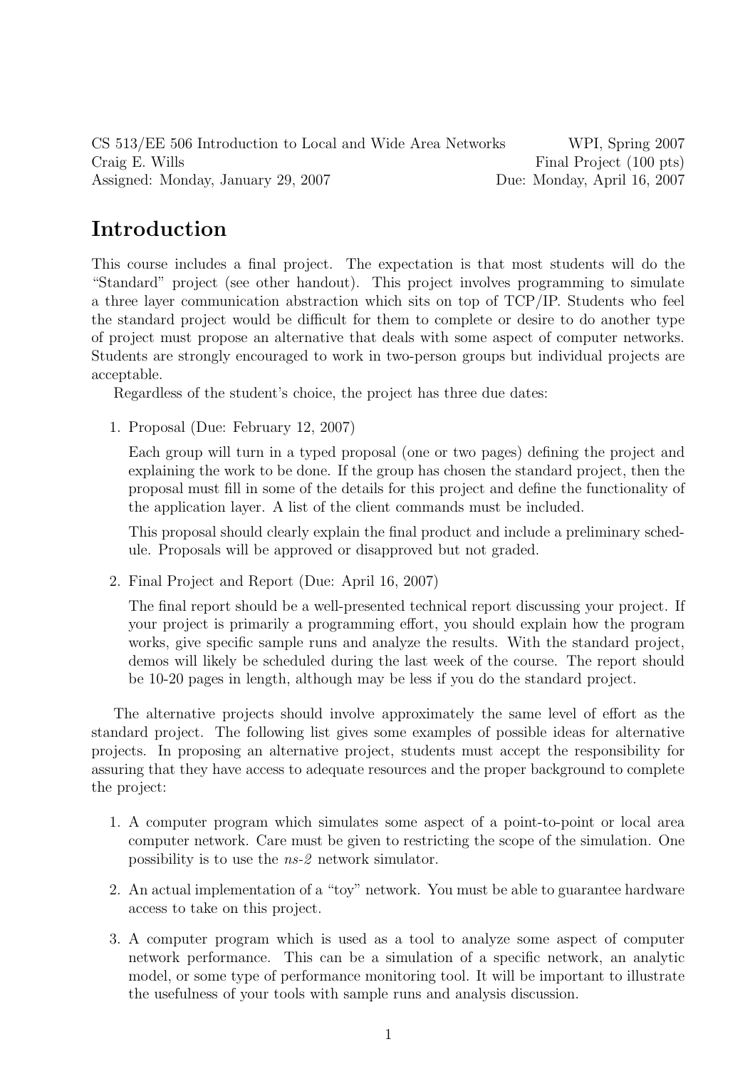CS 513/EE 506 Introduction to Local and Wide Area Networks — WPI, Spring 2007
Craig E. Wills — Final Project (100 pts)
Assigned: Monday, January 29, 2007 — Due: Monday, April 16, 2007

# Introduction

This course includes a final project. The expectation is that most students will do the "Standard" project (see other handout). This project involves programming to simulate a three layer communication abstraction which sits on top of TCP/IP. Students who feel the standard project would be difficult for them to complete or desire to do another type of project must propose an alternative that deals with some aspect of computer networks. Students are strongly encouraged to work in two-person groups but individual projects are acceptable.

Regardless of the student's choice, the project has three due dates:

1. Proposal (Due: February 12, 2007)

   Each group will turn in a typed proposal (one or two pages) defining the project and explaining the work to be done. If the group has chosen the standard project, then the proposal must fill in some of the details for this project and define the functionality of the application layer. A list of the client commands must be included.

   This proposal should clearly explain the final product and include a preliminary schedule. Proposals will be approved or disapproved but not graded.

2. Final Project and Report (Due: April 16, 2007)

   The final report should be a well-presented technical report discussing your project. If your project is primarily a programming effort, you should explain how the program works, give specific sample runs and analyze the results. With the standard project, demos will likely be scheduled during the last week of the course. The report should be 10-20 pages in length, although may be less if you do the standard project.

The alternative projects should involve approximately the same level of effort as the standard project. The following list gives some examples of possible ideas for alternative projects. In proposing an alternative project, students must accept the responsibility for assuring that they have access to adequate resources and the proper background to complete the project:

1. A computer program which simulates some aspect of a point-to-point or local area computer network. Care must be given to restricting the scope of the simulation. One possibility is to use the *ns-2* network simulator.

2. An actual implementation of a "toy" network. You must be able to guarantee hardware access to take on this project.

3. A computer program which is used as a tool to analyze some aspect of computer network performance. This can be a simulation of a specific network, an analytic model, or some type of performance monitoring tool. It will be important to illustrate the usefulness of your tools with sample runs and analysis discussion.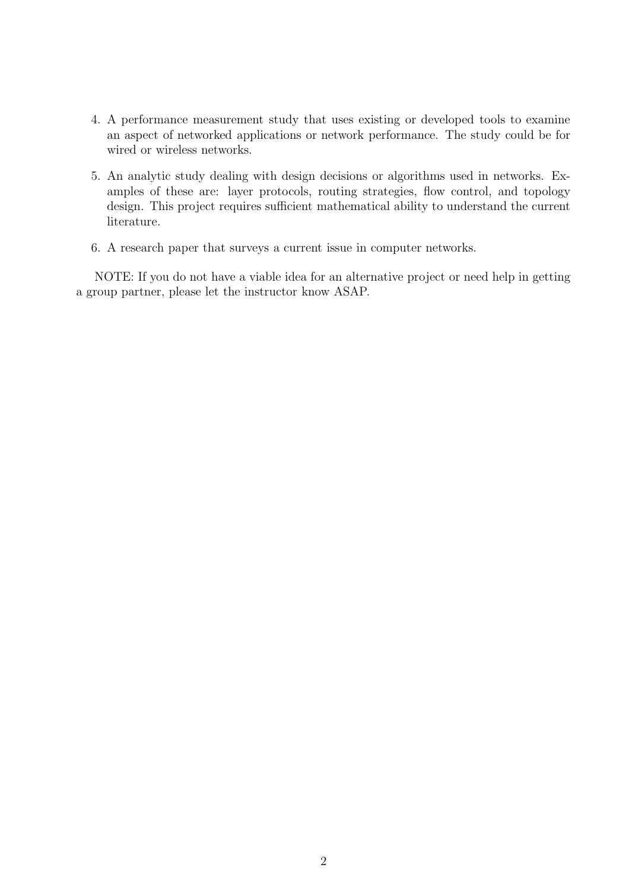4. A performance measurement study that uses existing or developed tools to examine an aspect of networked applications or network performance. The study could be for wired or wireless networks.

5. An analytic study dealing with design decisions or algorithms used in networks. Examples of these are: layer protocols, routing strategies, flow control, and topology design. This project requires sufficient mathematical ability to understand the current literature.

6. A research paper that surveys a current issue in computer networks.

NOTE: If you do not have a viable idea for an alternative project or need help in getting a group partner, please let the instructor know ASAP.